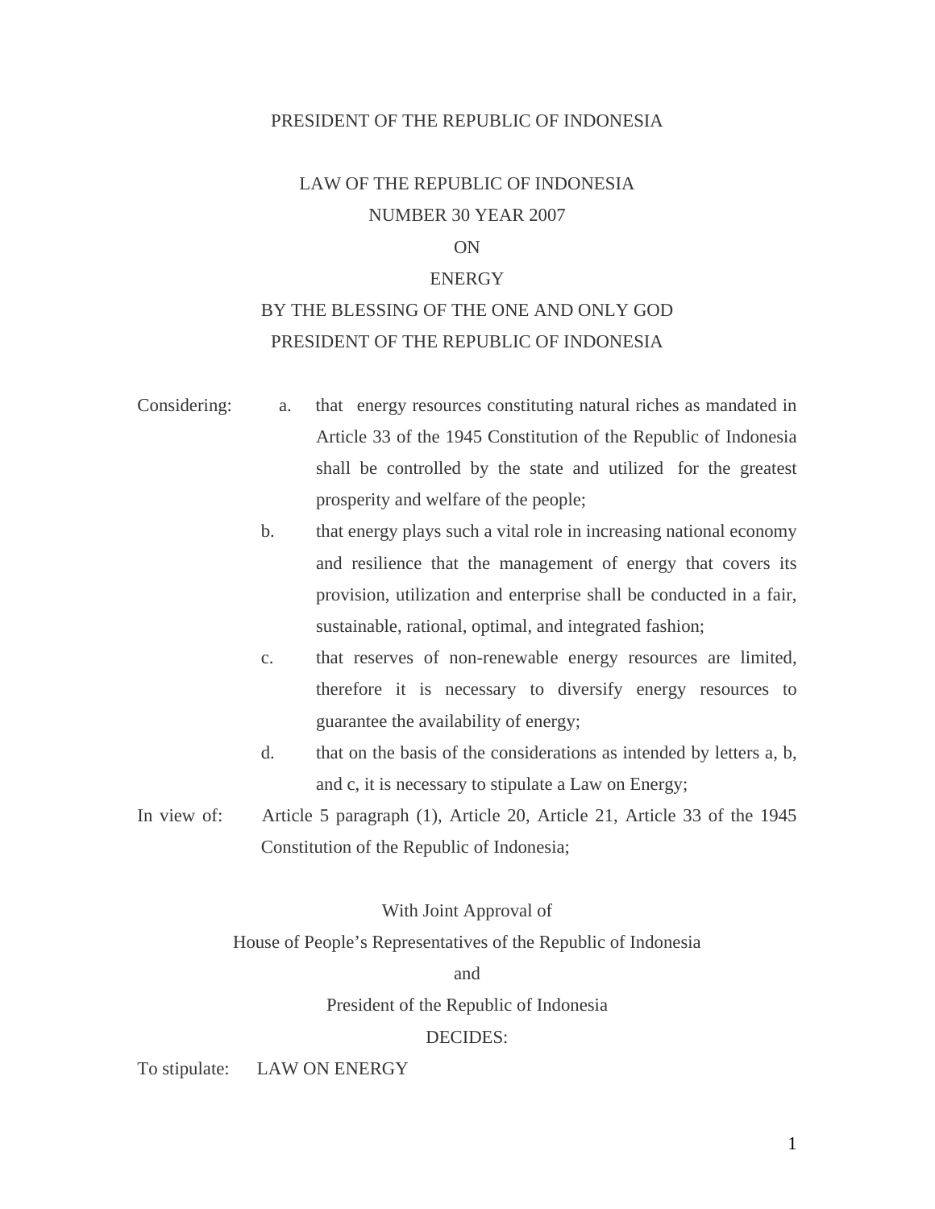PRESIDENT OF THE REPUBLIC OF INDONESIA

# LAW OF THE REPUBLIC OF INDONESIA
# NUMBER 30 YEAR 2007
# ON
# ENERGY

BY THE BLESSING OF THE ONE AND ONLY GOD

PRESIDENT OF THE REPUBLIC OF INDONESIA

Considering:

a. that energy resources constituting natural riches as mandated in Article 33 of the 1945 Constitution of the Republic of Indonesia shall be controlled by the state and utilized for the greatest prosperity and welfare of the people;

b. that energy plays such a vital role in increasing national economy and resilience that the management of energy that covers its provision, utilization and enterprise shall be conducted in a fair, sustainable, rational, optimal, and integrated fashion;

c. that reserves of non-renewable energy resources are limited, therefore it is necessary to diversify energy resources to guarantee the availability of energy;

d. that on the basis of the considerations as intended by letters a, b, and c, it is necessary to stipulate a Law on Energy;

In view of: Article 5 paragraph (1), Article 20, Article 21, Article 33 of the 1945 Constitution of the Republic of Indonesia;

With Joint Approval of

House of People's Representatives of the Republic of Indonesia

and

President of the Republic of Indonesia

DECIDES:

To stipulate: LAW ON ENERGY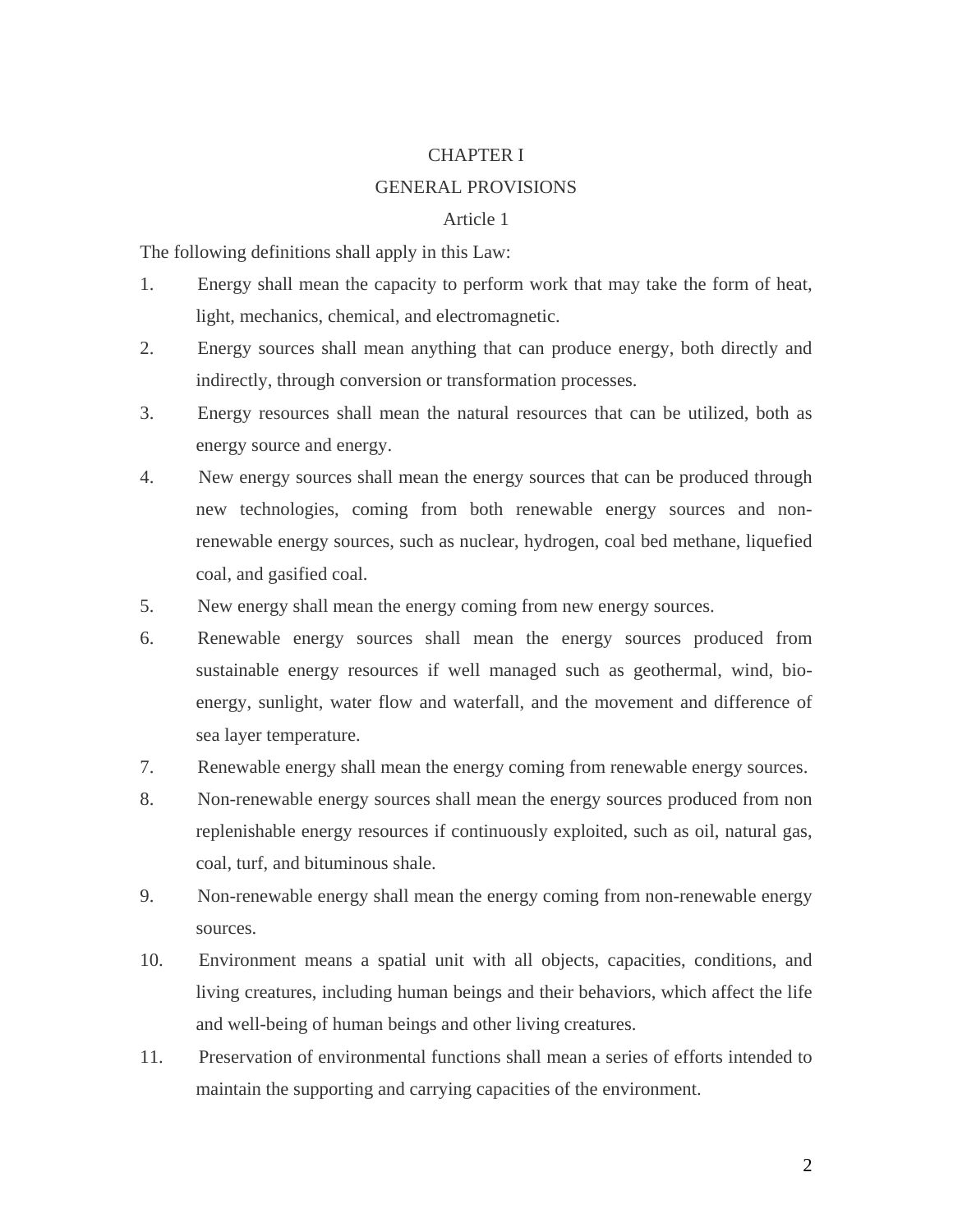## CHAPTER I

## GENERAL PROVISIONS

### Article 1

The following definitions shall apply in this Law:

1. Energy shall mean the capacity to perform work that may take the form of heat, light, mechanics, chemical, and electromagnetic.
2. Energy sources shall mean anything that can produce energy, both directly and indirectly, through conversion or transformation processes.
3. Energy resources shall mean the natural resources that can be utilized, both as energy source and energy.
4. New energy sources shall mean the energy sources that can be produced through new technologies, coming from both renewable energy sources and non-renewable energy sources, such as nuclear, hydrogen, coal bed methane, liquefied coal, and gasified coal.
5. New energy shall mean the energy coming from new energy sources.
6. Renewable energy sources shall mean the energy sources produced from sustainable energy resources if well managed such as geothermal, wind, bio-energy, sunlight, water flow and waterfall, and the movement and difference of sea layer temperature.
7. Renewable energy shall mean the energy coming from renewable energy sources.
8. Non-renewable energy sources shall mean the energy sources produced from non replenishable energy resources if continuously exploited, such as oil, natural gas, coal, turf, and bituminous shale.
9. Non-renewable energy shall mean the energy coming from non-renewable energy sources.
10. Environment means a spatial unit with all objects, capacities, conditions, and living creatures, including human beings and their behaviors, which affect the life and well-being of human beings and other living creatures.
11. Preservation of environmental functions shall mean a series of efforts intended to maintain the supporting and carrying capacities of the environment.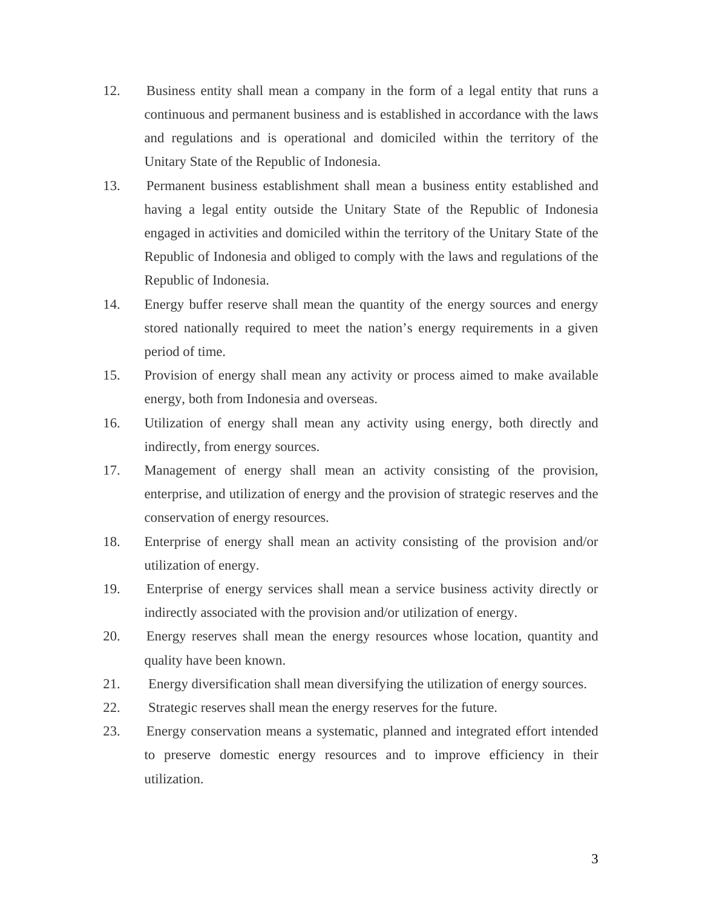12. Business entity shall mean a company in the form of a legal entity that runs a continuous and permanent business and is established in accordance with the laws and regulations and is operational and domiciled within the territory of the Unitary State of the Republic of Indonesia.
13. Permanent business establishment shall mean a business entity established and having a legal entity outside the Unitary State of the Republic of Indonesia engaged in activities and domiciled within the territory of the Unitary State of the Republic of Indonesia and obliged to comply with the laws and regulations of the Republic of Indonesia.
14. Energy buffer reserve shall mean the quantity of the energy sources and energy stored nationally required to meet the nation's energy requirements in a given period of time.
15. Provision of energy shall mean any activity or process aimed to make available energy, both from Indonesia and overseas.
16. Utilization of energy shall mean any activity using energy, both directly and indirectly, from energy sources.
17. Management of energy shall mean an activity consisting of the provision, enterprise, and utilization of energy and the provision of strategic reserves and the conservation of energy resources.
18. Enterprise of energy shall mean an activity consisting of the provision and/or utilization of energy.
19. Enterprise of energy services shall mean a service business activity directly or indirectly associated with the provision and/or utilization of energy.
20. Energy reserves shall mean the energy resources whose location, quantity and quality have been known.
21. Energy diversification shall mean diversifying the utilization of energy sources.
22. Strategic reserves shall mean the energy reserves for the future.
23. Energy conservation means a systematic, planned and integrated effort intended to preserve domestic energy resources and to improve efficiency in their utilization.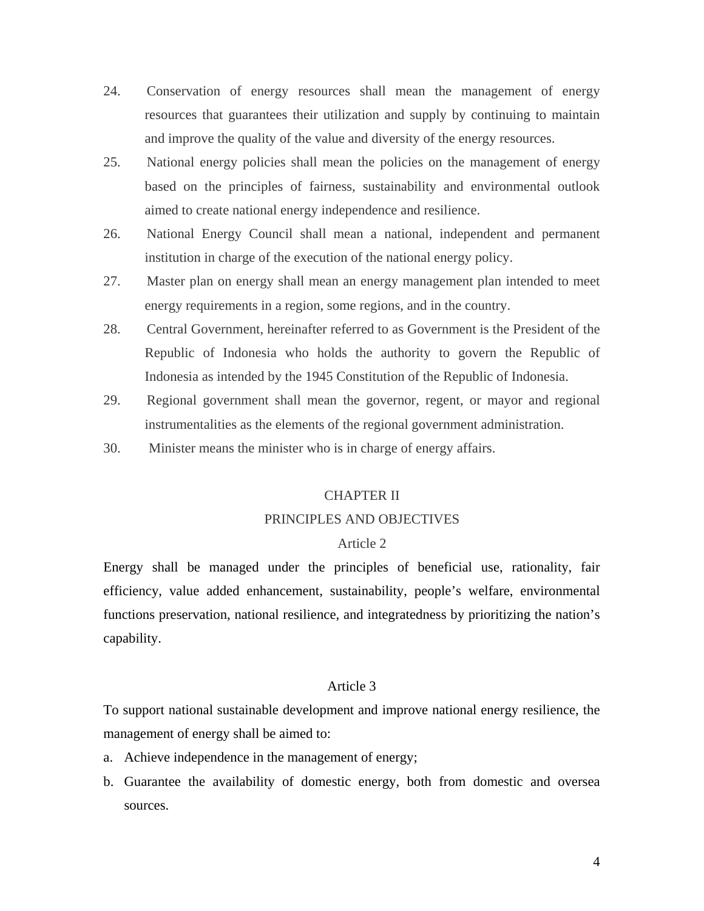24. Conservation of energy resources shall mean the management of energy resources that guarantees their utilization and supply by continuing to maintain and improve the quality of the value and diversity of the energy resources.
25. National energy policies shall mean the policies on the management of energy based on the principles of fairness, sustainability and environmental outlook aimed to create national energy independence and resilience.
26. National Energy Council shall mean a national, independent and permanent institution in charge of the execution of the national energy policy.
27. Master plan on energy shall mean an energy management plan intended to meet energy requirements in a region, some regions, and in the country.
28. Central Government, hereinafter referred to as Government is the President of the Republic of Indonesia who holds the authority to govern the Republic of Indonesia as intended by the 1945 Constitution of the Republic of Indonesia.
29. Regional government shall mean the governor, regent, or mayor and regional instrumentalities as the elements of the regional government administration.
30. Minister means the minister who is in charge of energy affairs.

## CHAPTER II
## PRINCIPLES AND OBJECTIVES

### Article 2

Energy shall be managed under the principles of beneficial use, rationality, fair efficiency, value added enhancement, sustainability, people's welfare, environmental functions preservation, national resilience, and integratedness by prioritizing the nation's capability.

### Article 3

To support national sustainable development and improve national energy resilience, the management of energy shall be aimed to:

a. Achieve independence in the management of energy;
b. Guarantee the availability of domestic energy, both from domestic and oversea sources.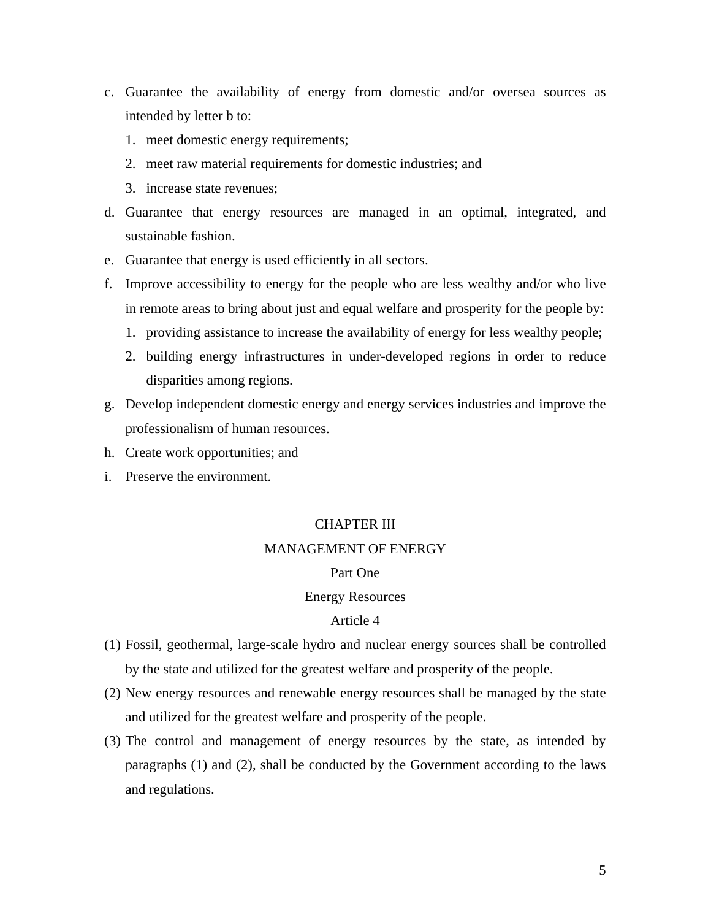c. Guarantee the availability of energy from domestic and/or oversea sources as intended by letter b to:
   1. meet domestic energy requirements;
   2. meet raw material requirements for domestic industries; and
   3. increase state revenues;
d. Guarantee that energy resources are managed in an optimal, integrated, and sustainable fashion.
e. Guarantee that energy is used efficiently in all sectors.
f. Improve accessibility to energy for the people who are less wealthy and/or who live in remote areas to bring about just and equal welfare and prosperity for the people by:
   1. providing assistance to increase the availability of energy for less wealthy people;
   2. building energy infrastructures in under-developed regions in order to reduce disparities among regions.
g. Develop independent domestic energy and energy services industries and improve the professionalism of human resources.
h. Create work opportunities; and
i. Preserve the environment.

## CHAPTER III
## MANAGEMENT OF ENERGY
### Part One
### Energy Resources
#### Article 4

(1) Fossil, geothermal, large-scale hydro and nuclear energy sources shall be controlled by the state and utilized for the greatest welfare and prosperity of the people.

(2) New energy resources and renewable energy resources shall be managed by the state and utilized for the greatest welfare and prosperity of the people.

(3) The control and management of energy resources by the state, as intended by paragraphs (1) and (2), shall be conducted by the Government according to the laws and regulations.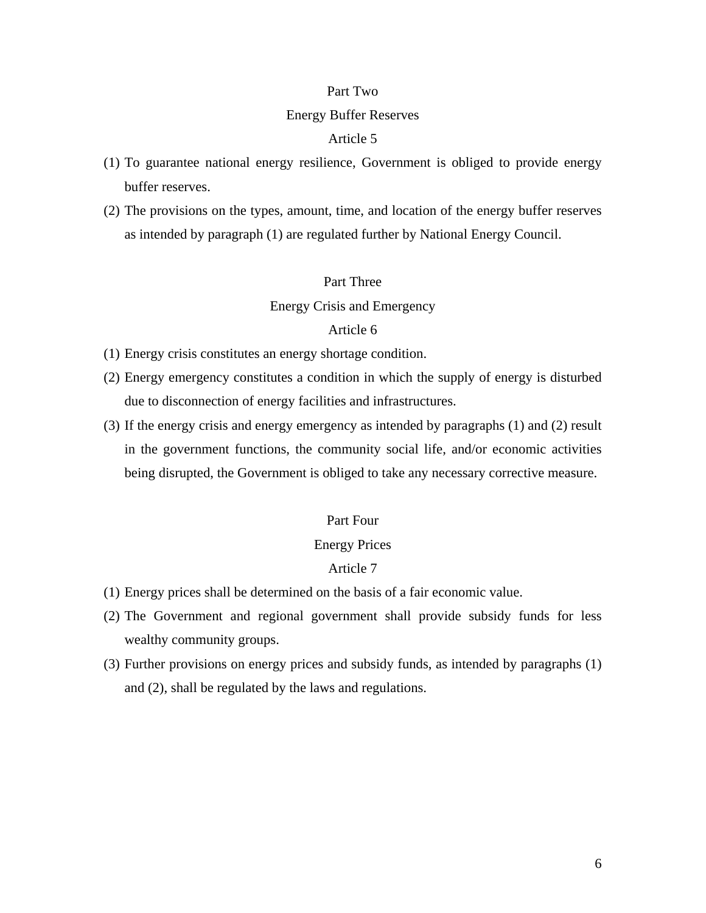## Part Two

## Energy Buffer Reserves

### Article 5

(1) To guarantee national energy resilience, Government is obliged to provide energy buffer reserves.

(2) The provisions on the types, amount, time, and location of the energy buffer reserves as intended by paragraph (1) are regulated further by National Energy Council.

## Part Three

## Energy Crisis and Emergency

### Article 6

(1) Energy crisis constitutes an energy shortage condition.

(2) Energy emergency constitutes a condition in which the supply of energy is disturbed due to disconnection of energy facilities and infrastructures.

(3) If the energy crisis and energy emergency as intended by paragraphs (1) and (2) result in the government functions, the community social life, and/or economic activities being disrupted, the Government is obliged to take any necessary corrective measure.

## Part Four

## Energy Prices

### Article 7

(1) Energy prices shall be determined on the basis of a fair economic value.

(2) The Government and regional government shall provide subsidy funds for less wealthy community groups.

(3) Further provisions on energy prices and subsidy funds, as intended by paragraphs (1) and (2), shall be regulated by the laws and regulations.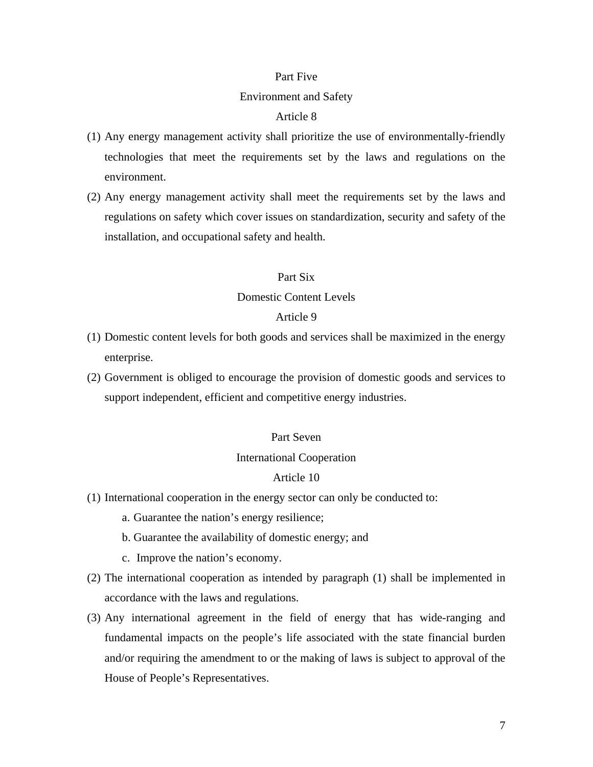## Part Five

## Environment and Safety

### Article 8

(1) Any energy management activity shall prioritize the use of environmentally-friendly technologies that meet the requirements set by the laws and regulations on the environment.

(2) Any energy management activity shall meet the requirements set by the laws and regulations on safety which cover issues on standardization, security and safety of the installation, and occupational safety and health.

## Part Six

## Domestic Content Levels

### Article 9

(1) Domestic content levels for both goods and services shall be maximized in the energy enterprise.

(2) Government is obliged to encourage the provision of domestic goods and services to support independent, efficient and competitive energy industries.

## Part Seven

## International Cooperation

### Article 10

(1) International cooperation in the energy sector can only be conducted to:

   a. Guarantee the nation's energy resilience;

   b. Guarantee the availability of domestic energy; and

   c. Improve the nation's economy.

(2) The international cooperation as intended by paragraph (1) shall be implemented in accordance with the laws and regulations.

(3) Any international agreement in the field of energy that has wide-ranging and fundamental impacts on the people's life associated with the state financial burden and/or requiring the amendment to or the making of laws is subject to approval of the House of People's Representatives.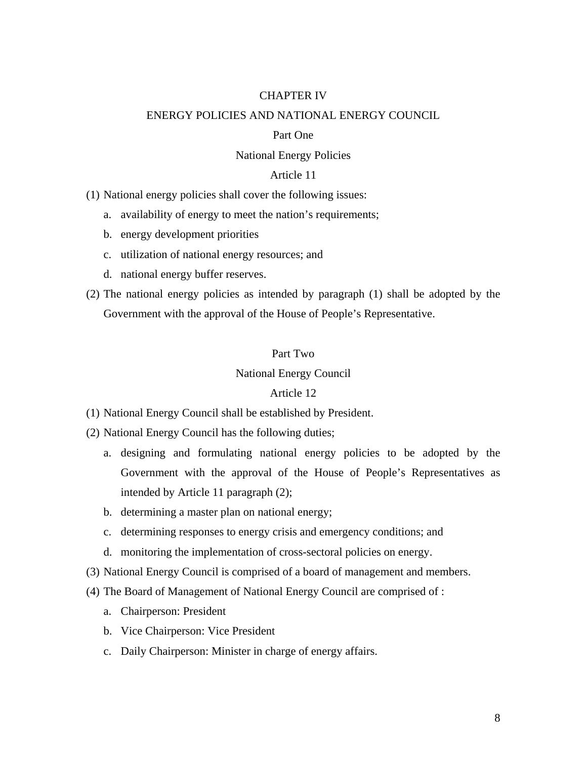# CHAPTER IV

# ENERGY POLICIES AND NATIONAL ENERGY COUNCIL

## Part One

## National Energy Policies

### Article 11

(1) National energy policies shall cover the following issues:

  a. availability of energy to meet the nation's requirements;

  b. energy development priorities

  c. utilization of national energy resources; and

  d. national energy buffer reserves.

(2) The national energy policies as intended by paragraph (1) shall be adopted by the Government with the approval of the House of People's Representative.

## Part Two

## National Energy Council

### Article 12

(1) National Energy Council shall be established by President.

(2) National Energy Council has the following duties;

  a. designing and formulating national energy policies to be adopted by the Government with the approval of the House of People's Representatives as intended by Article 11 paragraph (2);

  b. determining a master plan on national energy;

  c. determining responses to energy crisis and emergency conditions; and

  d. monitoring the implementation of cross-sectoral policies on energy.

(3) National Energy Council is comprised of a board of management and members.

(4) The Board of Management of National Energy Council are comprised of :

  a. Chairperson: President

  b. Vice Chairperson: Vice President

  c. Daily Chairperson: Minister in charge of energy affairs.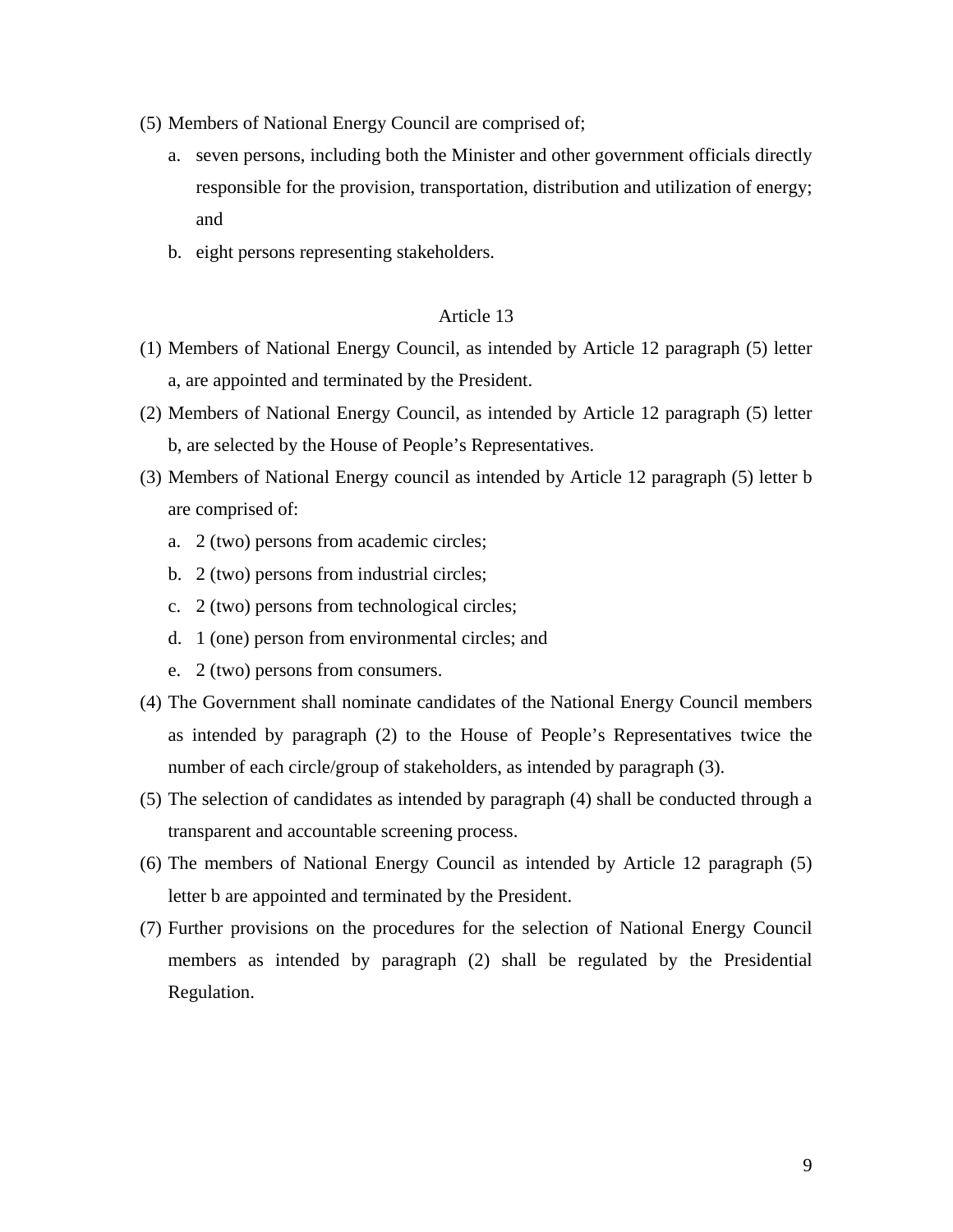(5) Members of National Energy Council are comprised of;

   a. seven persons, including both the Minister and other government officials directly responsible for the provision, transportation, distribution and utilization of energy; and

   b. eight persons representing stakeholders.

Article 13

(1) Members of National Energy Council, as intended by Article 12 paragraph (5) letter a, are appointed and terminated by the President.

(2) Members of National Energy Council, as intended by Article 12 paragraph (5) letter b, are selected by the House of People's Representatives.

(3) Members of National Energy council as intended by Article 12 paragraph (5) letter b are comprised of:

   a. 2 (two) persons from academic circles;

   b. 2 (two) persons from industrial circles;

   c. 2 (two) persons from technological circles;

   d. 1 (one) person from environmental circles; and

   e. 2 (two) persons from consumers.

(4) The Government shall nominate candidates of the National Energy Council members as intended by paragraph (2) to the House of People's Representatives twice the number of each circle/group of stakeholders, as intended by paragraph (3).

(5) The selection of candidates as intended by paragraph (4) shall be conducted through a transparent and accountable screening process.

(6) The members of National Energy Council as intended by Article 12 paragraph (5) letter b are appointed and terminated by the President.

(7) Further provisions on the procedures for the selection of National Energy Council members as intended by paragraph (2) shall be regulated by the Presidential Regulation.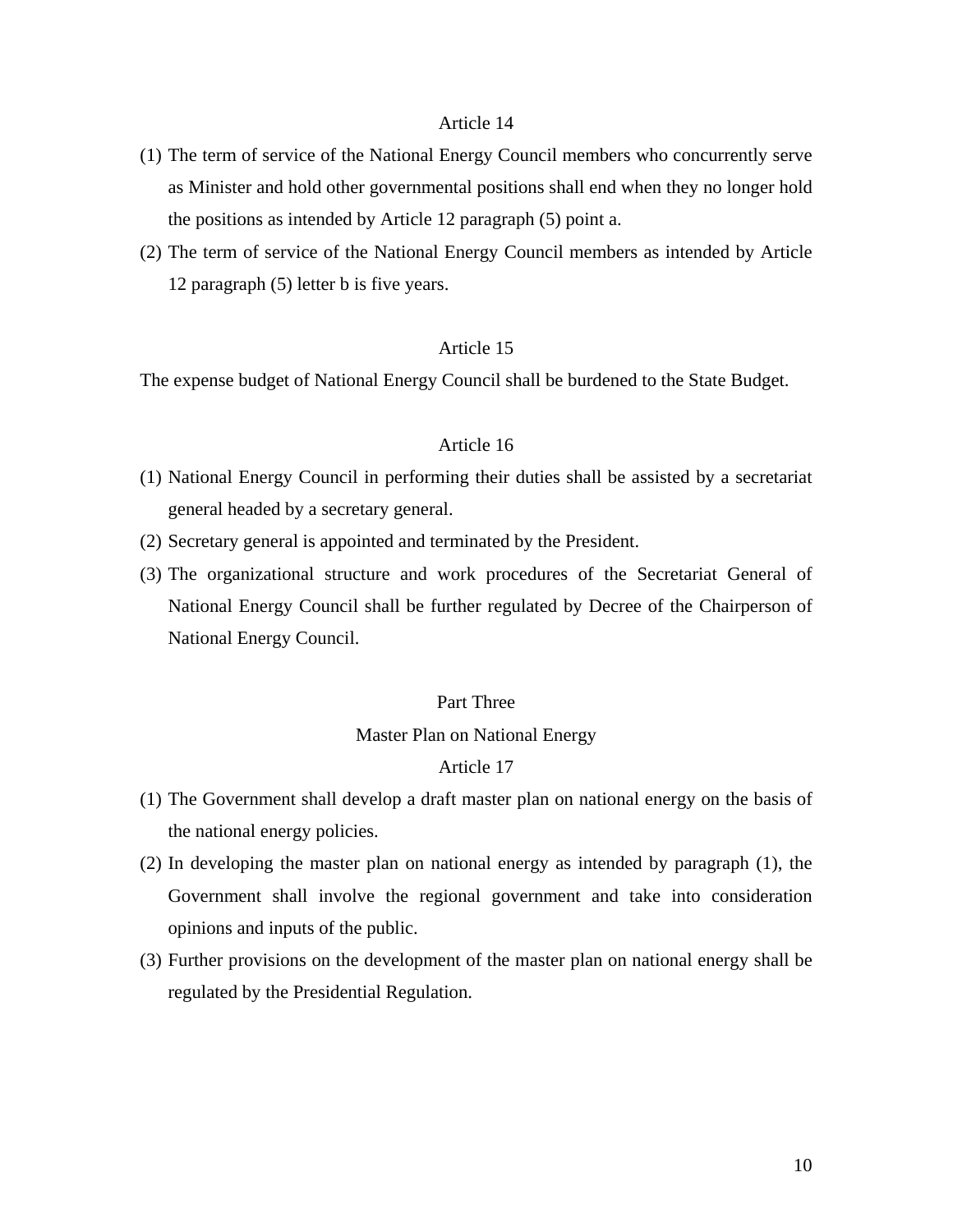### Article 14

(1) The term of service of the National Energy Council members who concurrently serve as Minister and hold other governmental positions shall end when they no longer hold the positions as intended by Article 12 paragraph (5) point a.

(2) The term of service of the National Energy Council members as intended by Article 12 paragraph (5) letter b is five years.

### Article 15

The expense budget of National Energy Council shall be burdened to the State Budget.

### Article 16

(1) National Energy Council in performing their duties shall be assisted by a secretariat general headed by a secretary general.

(2) Secretary general is appointed and terminated by the President.

(3) The organizational structure and work procedures of the Secretariat General of National Energy Council shall be further regulated by Decree of the Chairperson of National Energy Council.

## Part Three

## Master Plan on National Energy

### Article 17

(1) The Government shall develop a draft master plan on national energy on the basis of the national energy policies.

(2) In developing the master plan on national energy as intended by paragraph (1), the Government shall involve the regional government and take into consideration opinions and inputs of the public.

(3) Further provisions on the development of the master plan on national energy shall be regulated by the Presidential Regulation.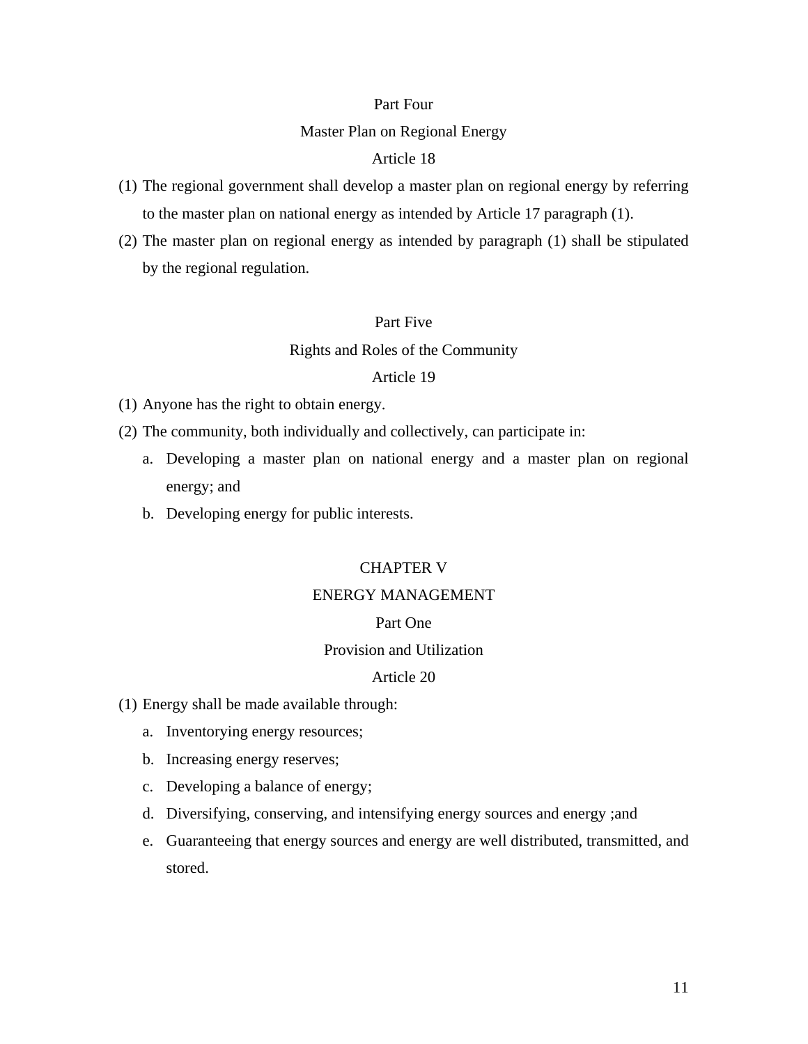### Part Four

### Master Plan on Regional Energy

### Article 18

(1) The regional government shall develop a master plan on regional energy by referring to the master plan on national energy as intended by Article 17 paragraph (1).

(2) The master plan on regional energy as intended by paragraph (1) shall be stipulated by the regional regulation.

### Part Five

### Rights and Roles of the Community

### Article 19

(1) Anyone has the right to obtain energy.

(2) The community, both individually and collectively, can participate in:

a. Developing a master plan on national energy and a master plan on regional energy; and

b. Developing energy for public interests.

## CHAPTER V

## ENERGY MANAGEMENT

### Part One

### Provision and Utilization

### Article 20

(1) Energy shall be made available through:

a. Inventorying energy resources;

b. Increasing energy reserves;

c. Developing a balance of energy;

d. Diversifying, conserving, and intensifying energy sources and energy ;and

e. Guaranteeing that energy sources and energy are well distributed, transmitted, and stored.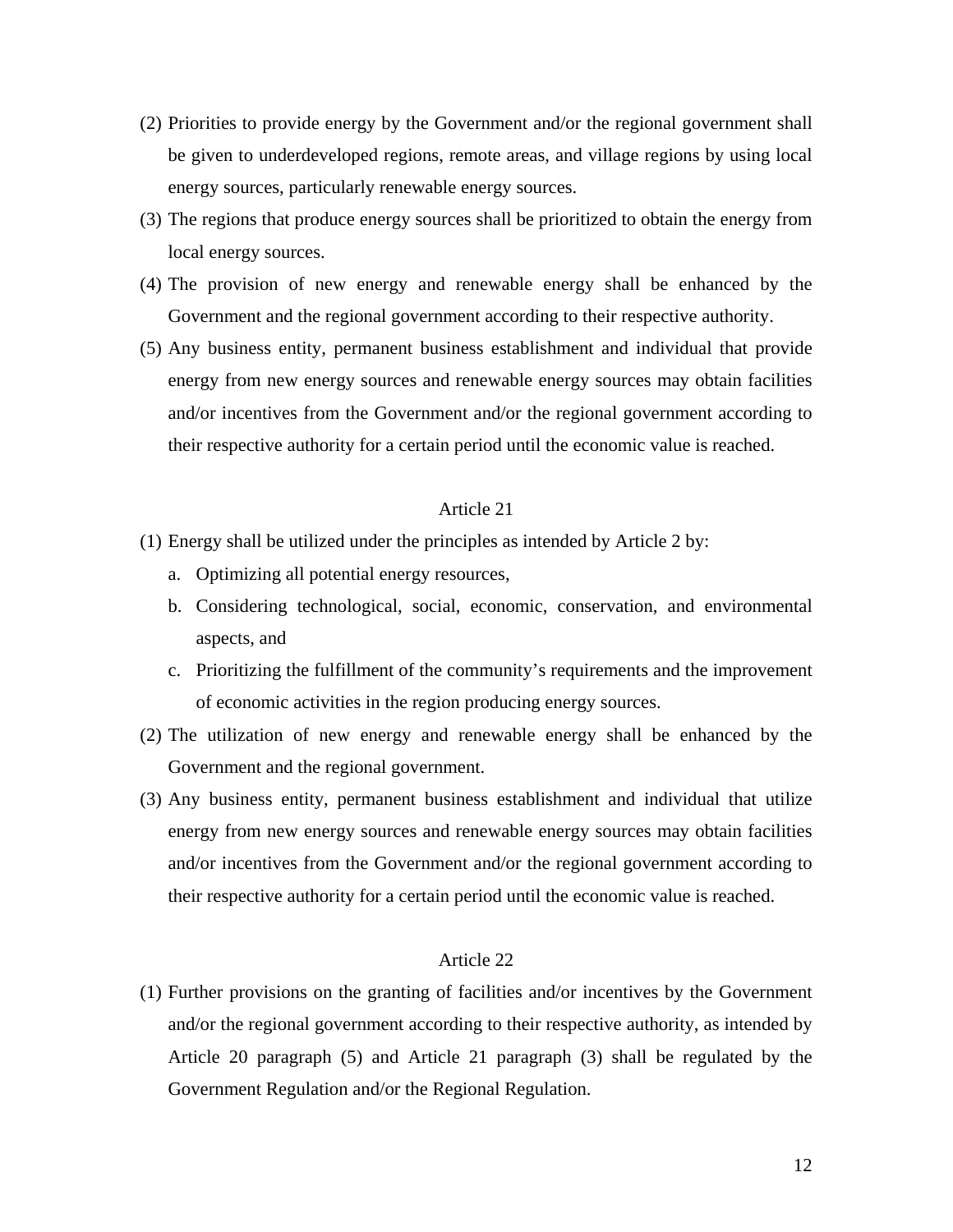(2) Priorities to provide energy by the Government and/or the regional government shall be given to underdeveloped regions, remote areas, and village regions by using local energy sources, particularly renewable energy sources.

(3) The regions that produce energy sources shall be prioritized to obtain the energy from local energy sources.

(4) The provision of new energy and renewable energy shall be enhanced by the Government and the regional government according to their respective authority.

(5) Any business entity, permanent business establishment and individual that provide energy from new energy sources and renewable energy sources may obtain facilities and/or incentives from the Government and/or the regional government according to their respective authority for a certain period until the economic value is reached.

## Article 21

(1) Energy shall be utilized under the principles as intended by Article 2 by:

   a. Optimizing all potential energy resources,

   b. Considering technological, social, economic, conservation, and environmental aspects, and

   c. Prioritizing the fulfillment of the community's requirements and the improvement of economic activities in the region producing energy sources.

(2) The utilization of new energy and renewable energy shall be enhanced by the Government and the regional government.

(3) Any business entity, permanent business establishment and individual that utilize energy from new energy sources and renewable energy sources may obtain facilities and/or incentives from the Government and/or the regional government according to their respective authority for a certain period until the economic value is reached.

## Article 22

(1) Further provisions on the granting of facilities and/or incentives by the Government and/or the regional government according to their respective authority, as intended by Article 20 paragraph (5) and Article 21 paragraph (3) shall be regulated by the Government Regulation and/or the Regional Regulation.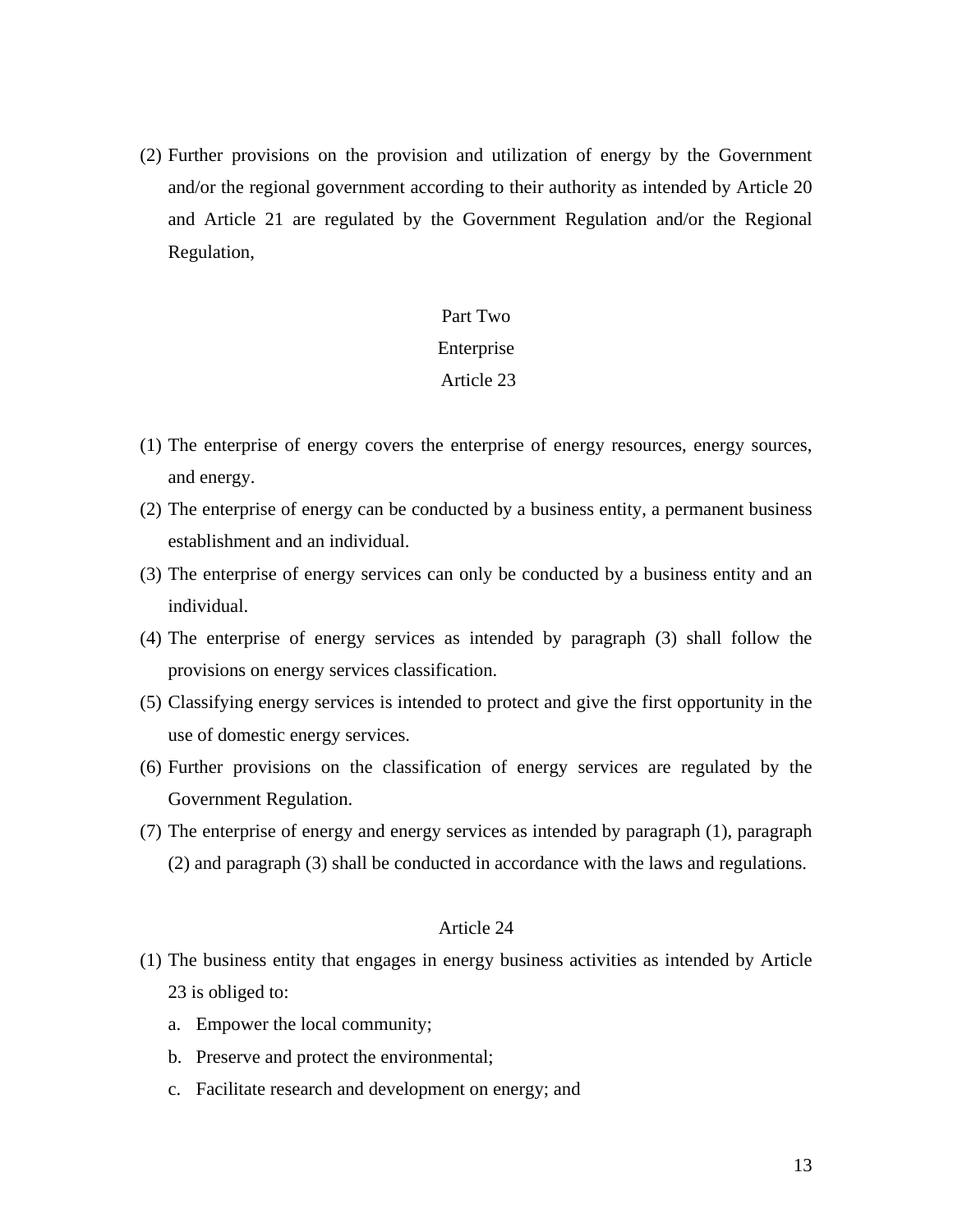(2) Further provisions on the provision and utilization of energy by the Government and/or the regional government according to their authority as intended by Article 20 and Article 21 are regulated by the Government Regulation and/or the Regional Regulation,

## Part Two

## Enterprise

### Article 23

(1) The enterprise of energy covers the enterprise of energy resources, energy sources, and energy.

(2) The enterprise of energy can be conducted by a business entity, a permanent business establishment and an individual.

(3) The enterprise of energy services can only be conducted by a business entity and an individual.

(4) The enterprise of energy services as intended by paragraph (3) shall follow the provisions on energy services classification.

(5) Classifying energy services is intended to protect and give the first opportunity in the use of domestic energy services.

(6) Further provisions on the classification of energy services are regulated by the Government Regulation.

(7) The enterprise of energy and energy services as intended by paragraph (1), paragraph (2) and paragraph (3) shall be conducted in accordance with the laws and regulations.

### Article 24

(1) The business entity that engages in energy business activities as intended by Article 23 is obliged to:

   a. Empower the local community;

   b. Preserve and protect the environmental;

   c. Facilitate research and development on energy; and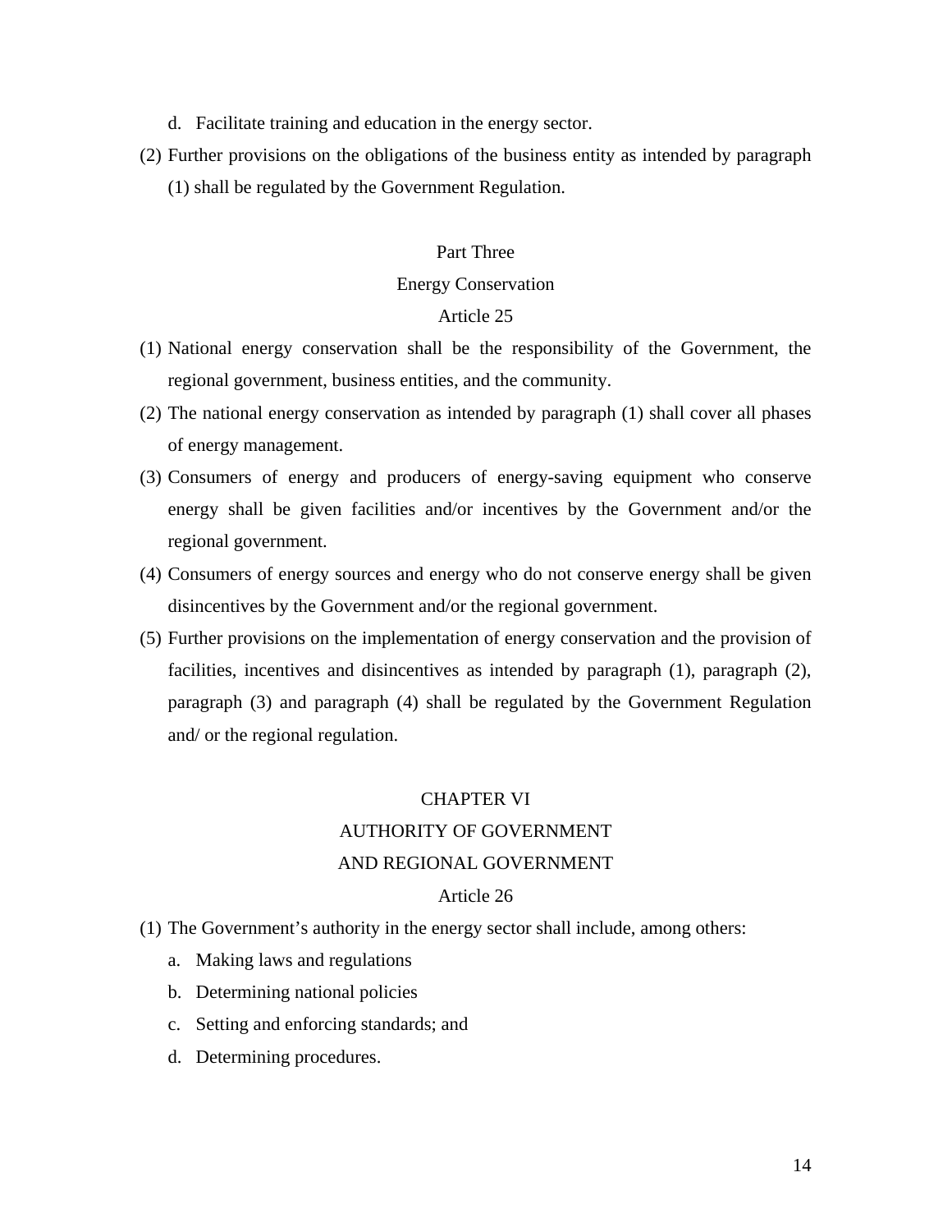d. Facilitate training and education in the energy sector.

(2) Further provisions on the obligations of the business entity as intended by paragraph (1) shall be regulated by the Government Regulation.

## Part Three
## Energy Conservation
### Article 25

(1) National energy conservation shall be the responsibility of the Government, the regional government, business entities, and the community.

(2) The national energy conservation as intended by paragraph (1) shall cover all phases of energy management.

(3) Consumers of energy and producers of energy-saving equipment who conserve energy shall be given facilities and/or incentives by the Government and/or the regional government.

(4) Consumers of energy sources and energy who do not conserve energy shall be given disincentives by the Government and/or the regional government.

(5) Further provisions on the implementation of energy conservation and the provision of facilities, incentives and disincentives as intended by paragraph (1), paragraph (2), paragraph (3) and paragraph (4) shall be regulated by the Government Regulation and/ or the regional regulation.

# CHAPTER VI
# AUTHORITY OF GOVERNMENT AND REGIONAL GOVERNMENT
### Article 26

(1) The Government's authority in the energy sector shall include, among others:

a. Making laws and regulations

b. Determining national policies

c. Setting and enforcing standards; and

d. Determining procedures.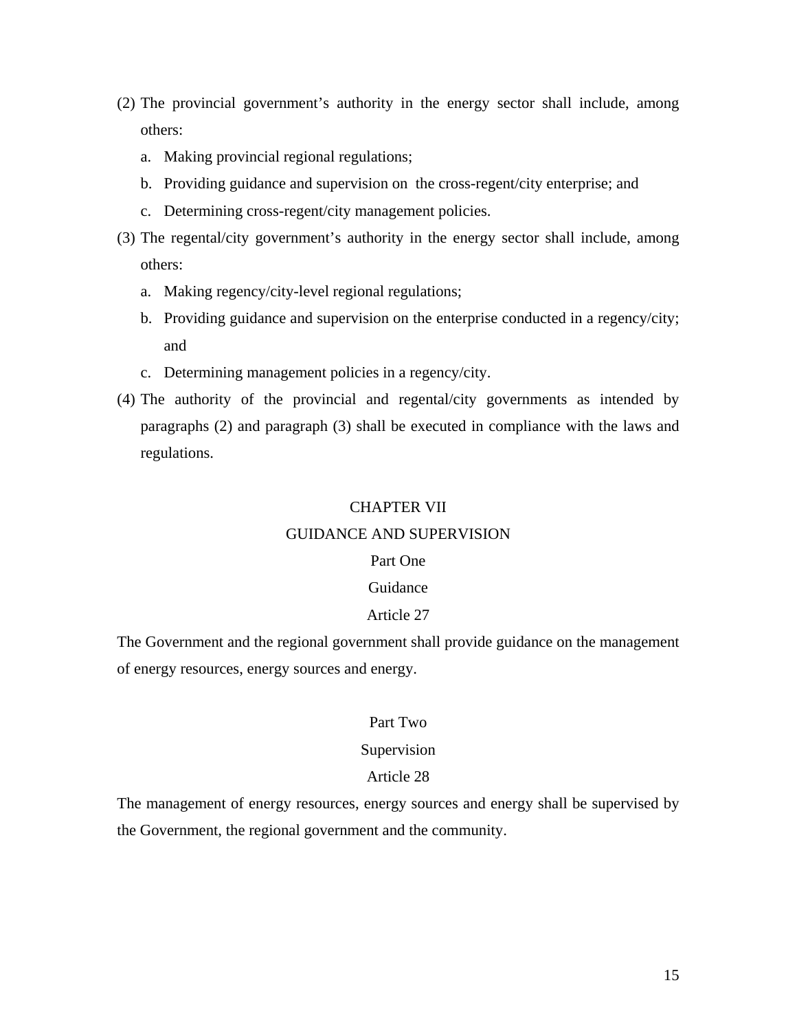(2) The provincial government's authority in the energy sector shall include, among others:

   a. Making provincial regional regulations;
   b. Providing guidance and supervision on the cross-regent/city enterprise; and
   c. Determining cross-regent/city management policies.

(3) The regental/city government's authority in the energy sector shall include, among others:

   a. Making regency/city-level regional regulations;
   b. Providing guidance and supervision on the enterprise conducted in a regency/city; and
   c. Determining management policies in a regency/city.

(4) The authority of the provincial and regental/city governments as intended by paragraphs (2) and paragraph (3) shall be executed in compliance with the laws and regulations.

## CHAPTER VII
## GUIDANCE AND SUPERVISION

### Part One
### Guidance

#### Article 27

The Government and the regional government shall provide guidance on the management of energy resources, energy sources and energy.

### Part Two
### Supervision

#### Article 28

The management of energy resources, energy sources and energy shall be supervised by the Government, the regional government and the community.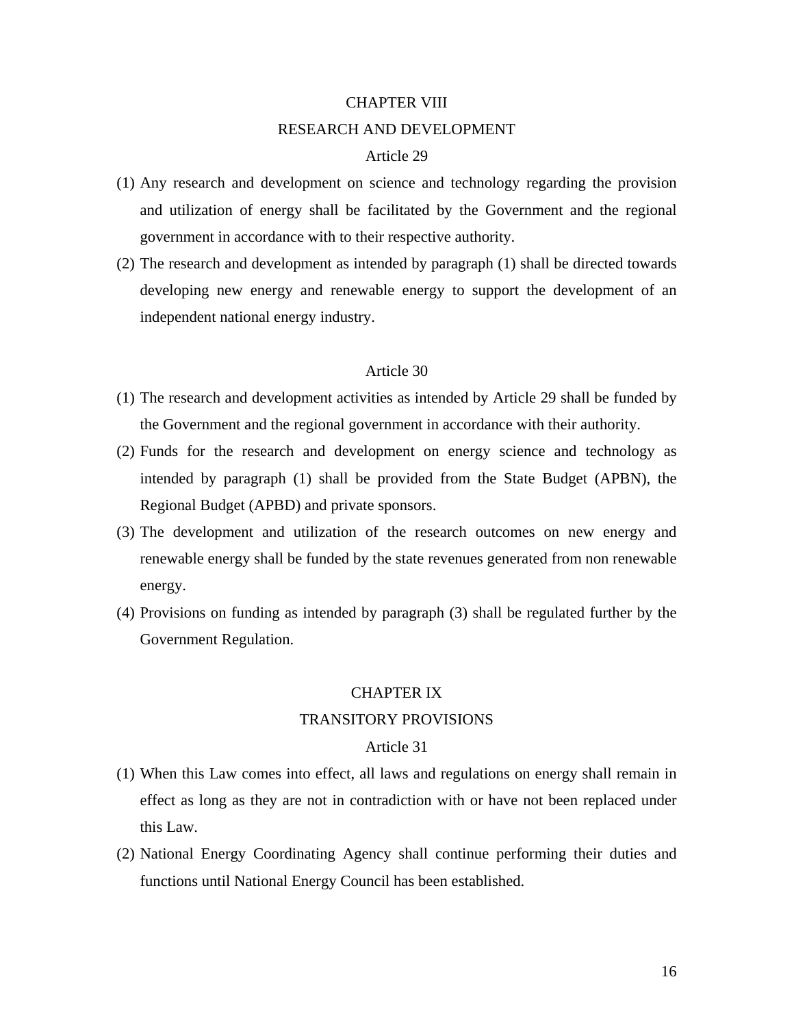## CHAPTER VIII

## RESEARCH AND DEVELOPMENT

### Article 29

(1) Any research and development on science and technology regarding the provision and utilization of energy shall be facilitated by the Government and the regional government in accordance with to their respective authority.

(2) The research and development as intended by paragraph (1) shall be directed towards developing new energy and renewable energy to support the development of an independent national energy industry.

### Article 30

(1) The research and development activities as intended by Article 29 shall be funded by the Government and the regional government in accordance with their authority.

(2) Funds for the research and development on energy science and technology as intended by paragraph (1) shall be provided from the State Budget (APBN), the Regional Budget (APBD) and private sponsors.

(3) The development and utilization of the research outcomes on new energy and renewable energy shall be funded by the state revenues generated from non renewable energy.

(4) Provisions on funding as intended by paragraph (3) shall be regulated further by the Government Regulation.

## CHAPTER IX

## TRANSITORY PROVISIONS

### Article 31

(1) When this Law comes into effect, all laws and regulations on energy shall remain in effect as long as they are not in contradiction with or have not been replaced under this Law.

(2) National Energy Coordinating Agency shall continue performing their duties and functions until National Energy Council has been established.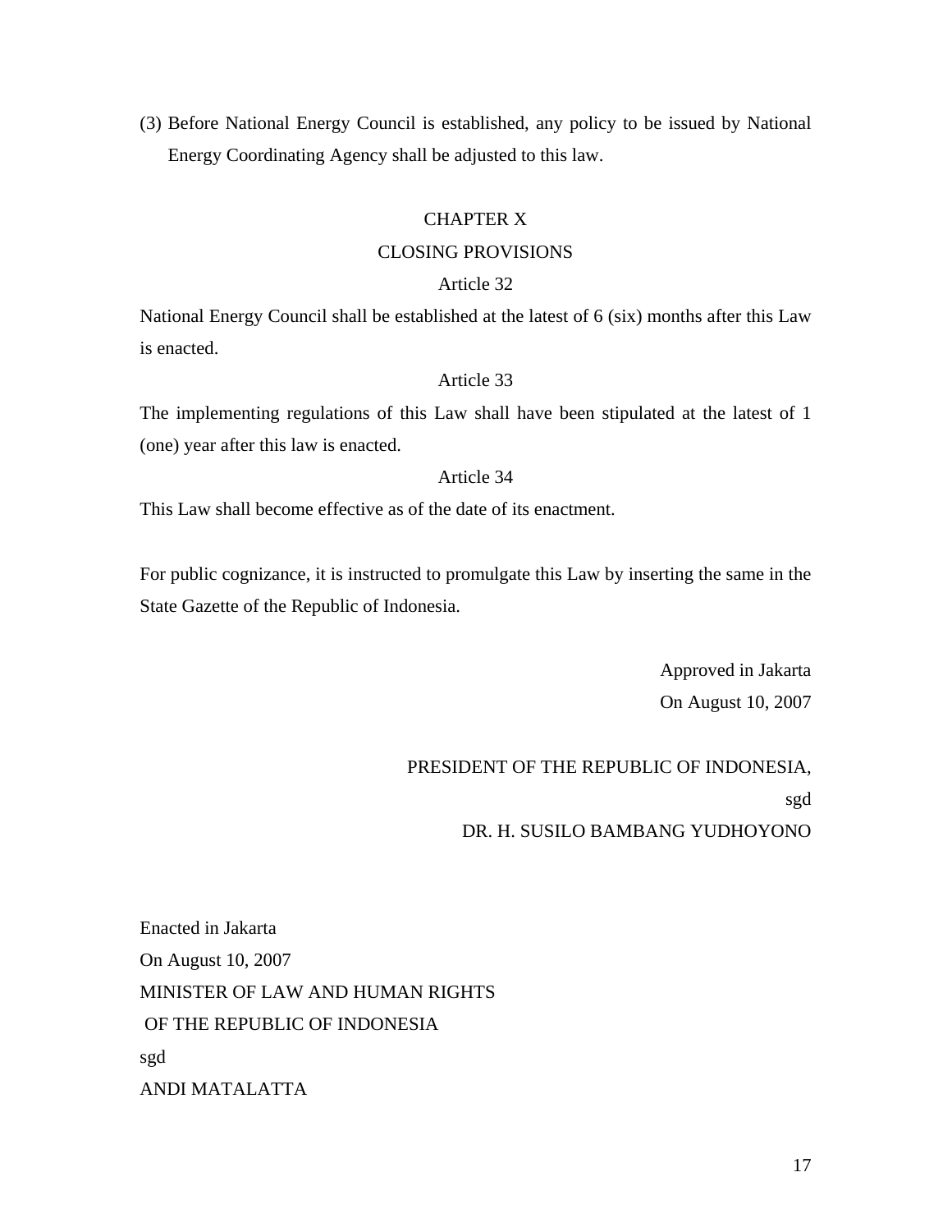(3) Before National Energy Council is established, any policy to be issued by National Energy Coordinating Agency shall be adjusted to this law.

## CHAPTER X

## CLOSING PROVISIONS

### Article 32

National Energy Council shall be established at the latest of 6 (six) months after this Law is enacted.

### Article 33

The implementing regulations of this Law shall have been stipulated at the latest of 1 (one) year after this law is enacted.

### Article 34

This Law shall become effective as of the date of its enactment.

For public cognizance, it is instructed to promulgate this Law by inserting the same in the State Gazette of the Republic of Indonesia.

Approved in Jakarta
On August 10, 2007

PRESIDENT OF THE REPUBLIC OF INDONESIA,
sgd
DR. H. SUSILO BAMBANG YUDHOYONO

Enacted in Jakarta
On August 10, 2007
MINISTER OF LAW AND HUMAN RIGHTS
OF THE REPUBLIC OF INDONESIA
sgd
ANDI MATALATTA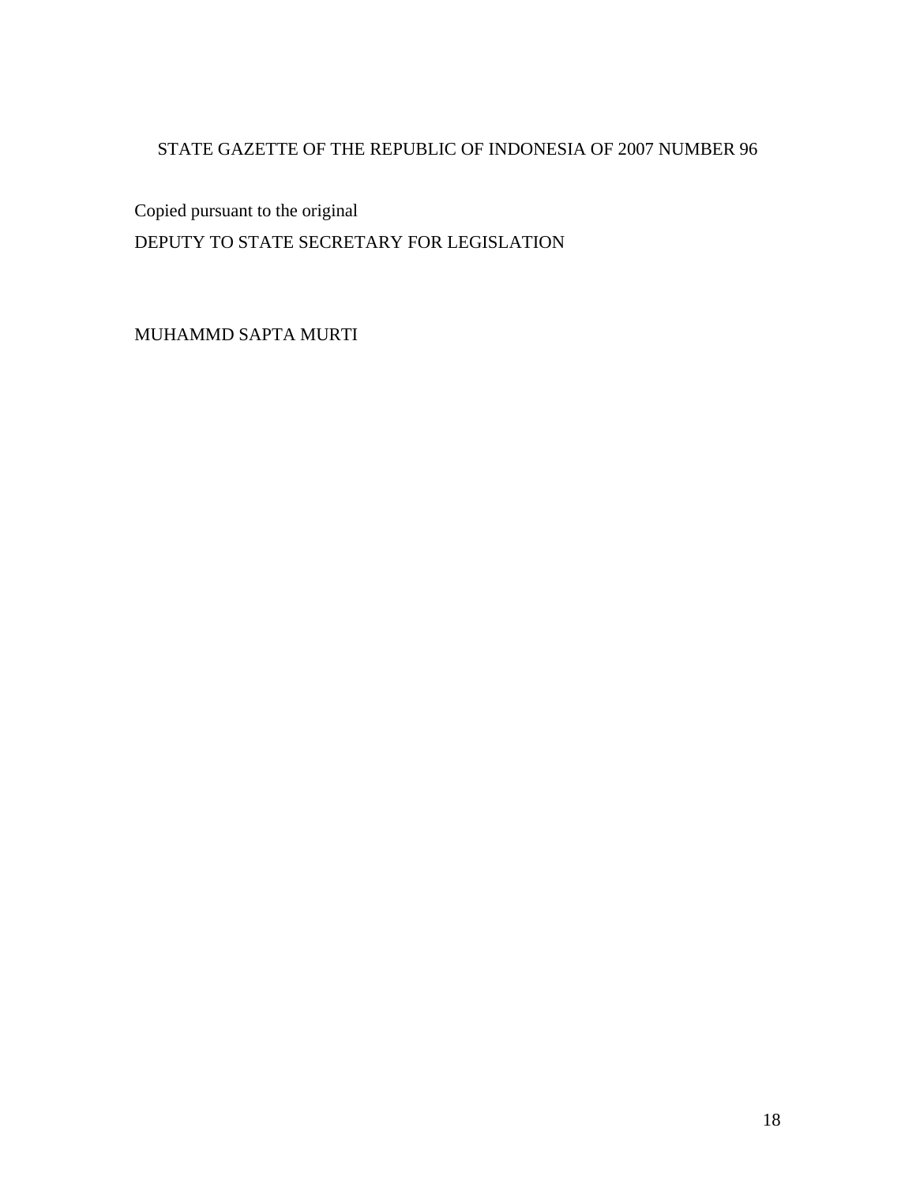STATE GAZETTE OF THE REPUBLIC OF INDONESIA OF 2007 NUMBER 96

Copied pursuant to the original

DEPUTY TO STATE SECRETARY FOR LEGISLATION

MUHAMMD SAPTA MURTI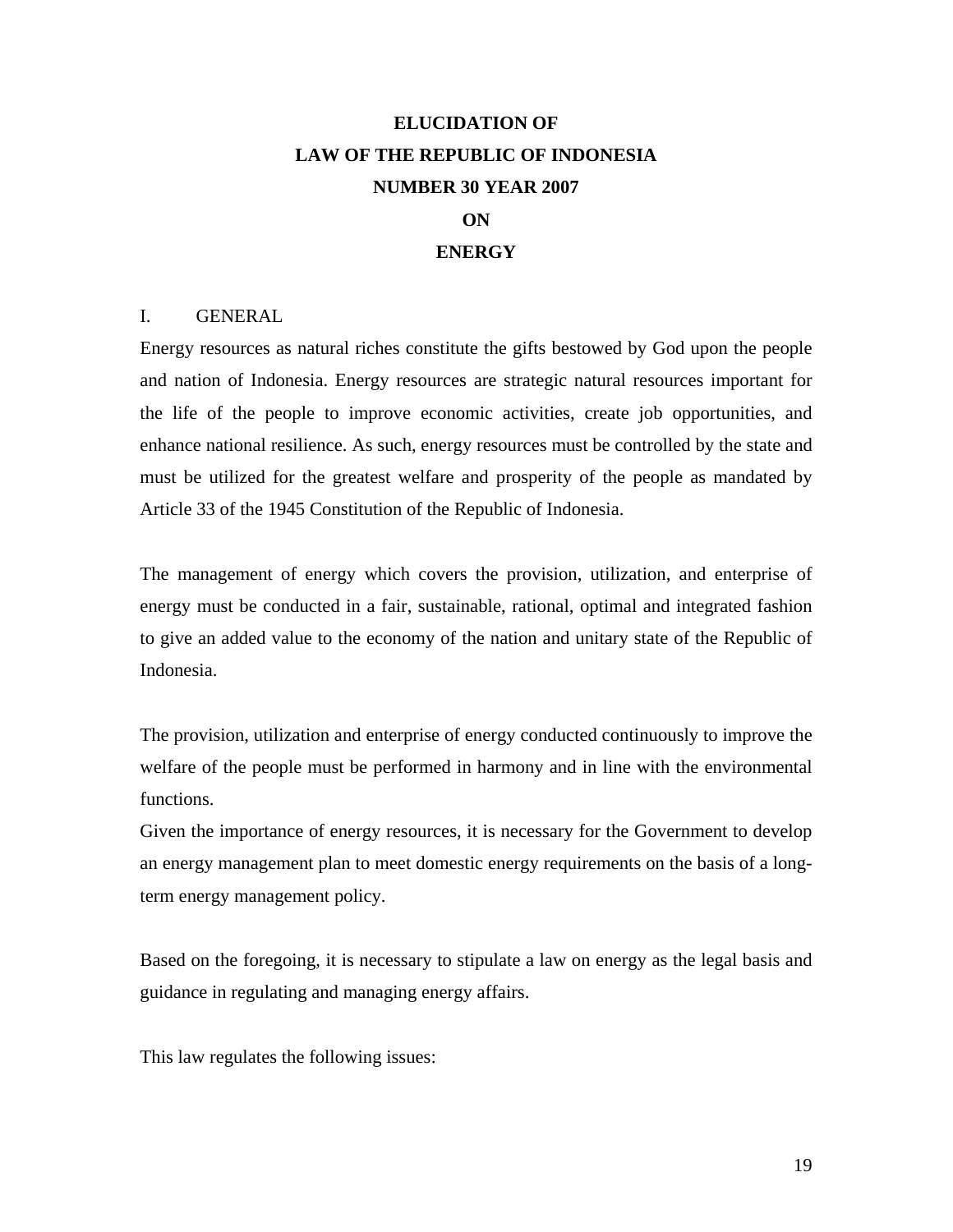# ELUCIDATION OF LAW OF THE REPUBLIC OF INDONESIA NUMBER 30 YEAR 2007 ON ENERGY

## I. GENERAL

Energy resources as natural riches constitute the gifts bestowed by God upon the people and nation of Indonesia. Energy resources are strategic natural resources important for the life of the people to improve economic activities, create job opportunities, and enhance national resilience. As such, energy resources must be controlled by the state and must be utilized for the greatest welfare and prosperity of the people as mandated by Article 33 of the 1945 Constitution of the Republic of Indonesia.

The management of energy which covers the provision, utilization, and enterprise of energy must be conducted in a fair, sustainable, rational, optimal and integrated fashion to give an added value to the economy of the nation and unitary state of the Republic of Indonesia.

The provision, utilization and enterprise of energy conducted continuously to improve the welfare of the people must be performed in harmony and in line with the environmental functions.

Given the importance of energy resources, it is necessary for the Government to develop an energy management plan to meet domestic energy requirements on the basis of a long-term energy management policy.

Based on the foregoing, it is necessary to stipulate a law on energy as the legal basis and guidance in regulating and managing energy affairs.

This law regulates the following issues: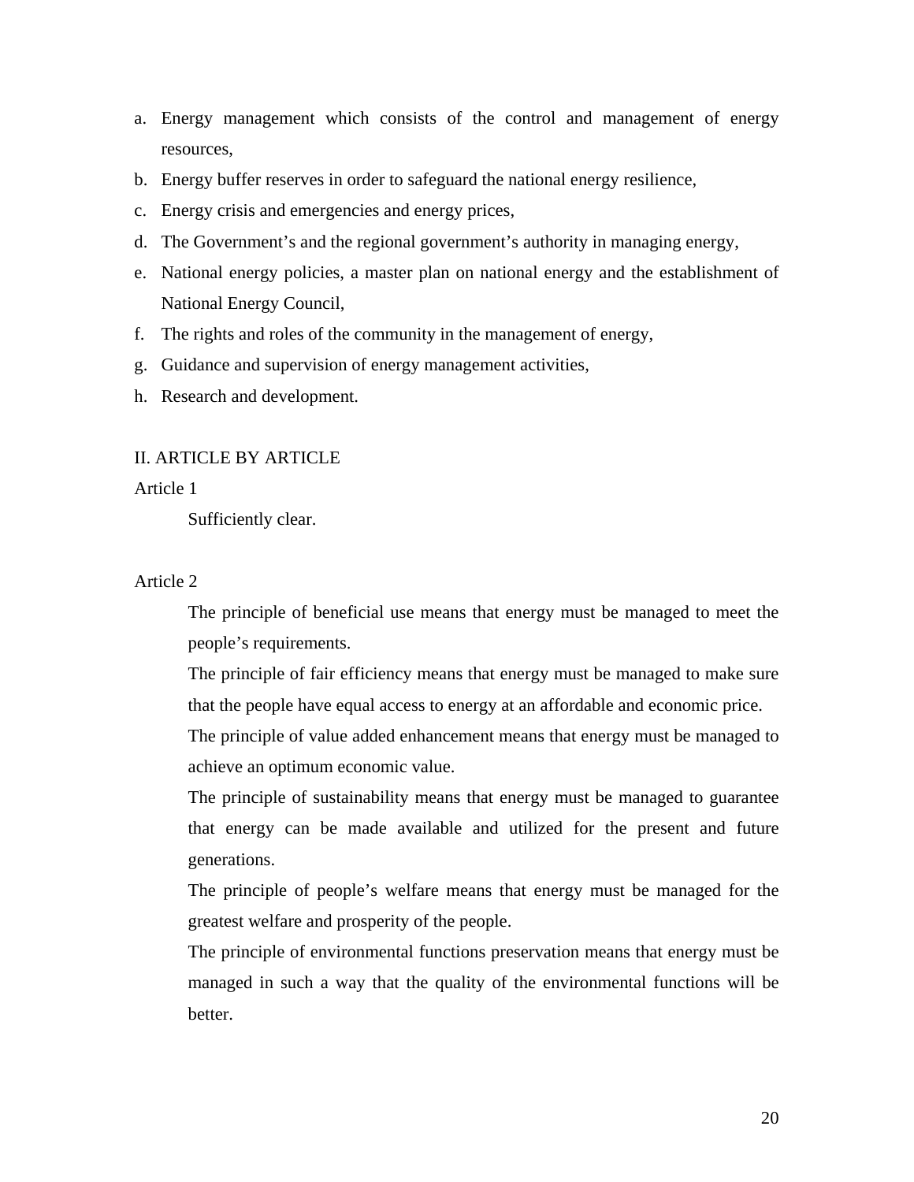a. Energy management which consists of the control and management of energy resources,
b. Energy buffer reserves in order to safeguard the national energy resilience,
c. Energy crisis and emergencies and energy prices,
d. The Government's and the regional government's authority in managing energy,
e. National energy policies, a master plan on national energy and the establishment of National Energy Council,
f. The rights and roles of the community in the management of energy,
g. Guidance and supervision of energy management activities,
h. Research and development.

## II. ARTICLE BY ARTICLE

Article 1

Sufficiently clear.

Article 2

The principle of beneficial use means that energy must be managed to meet the people's requirements.

The principle of fair efficiency means that energy must be managed to make sure that the people have equal access to energy at an affordable and economic price.

The principle of value added enhancement means that energy must be managed to achieve an optimum economic value.

The principle of sustainability means that energy must be managed to guarantee that energy can be made available and utilized for the present and future generations.

The principle of people's welfare means that energy must be managed for the greatest welfare and prosperity of the people.

The principle of environmental functions preservation means that energy must be managed in such a way that the quality of the environmental functions will be better.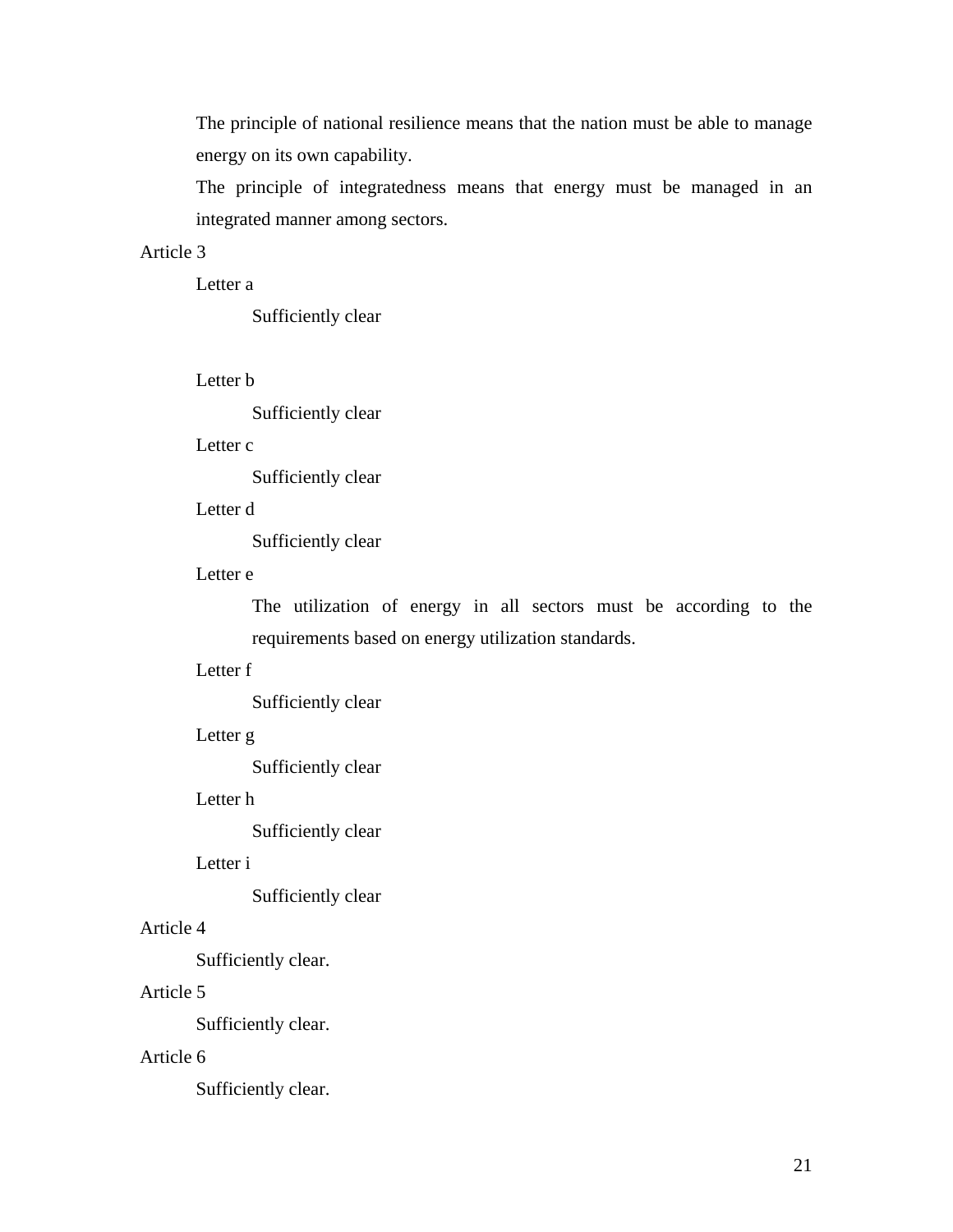The principle of national resilience means that the nation must be able to manage energy on its own capability.

The principle of integratedness means that energy must be managed in an integrated manner among sectors.

Article 3

Letter a

Sufficiently clear

Letter b

Sufficiently clear

Letter c

Sufficiently clear

Letter d

Sufficiently clear

Letter e

The utilization of energy in all sectors must be according to the requirements based on energy utilization standards.

Letter f

Sufficiently clear

Letter g

Sufficiently clear

Letter h

Sufficiently clear

Letter i

Sufficiently clear

Article 4

Sufficiently clear.

Article 5

Sufficiently clear.

Article 6

Sufficiently clear.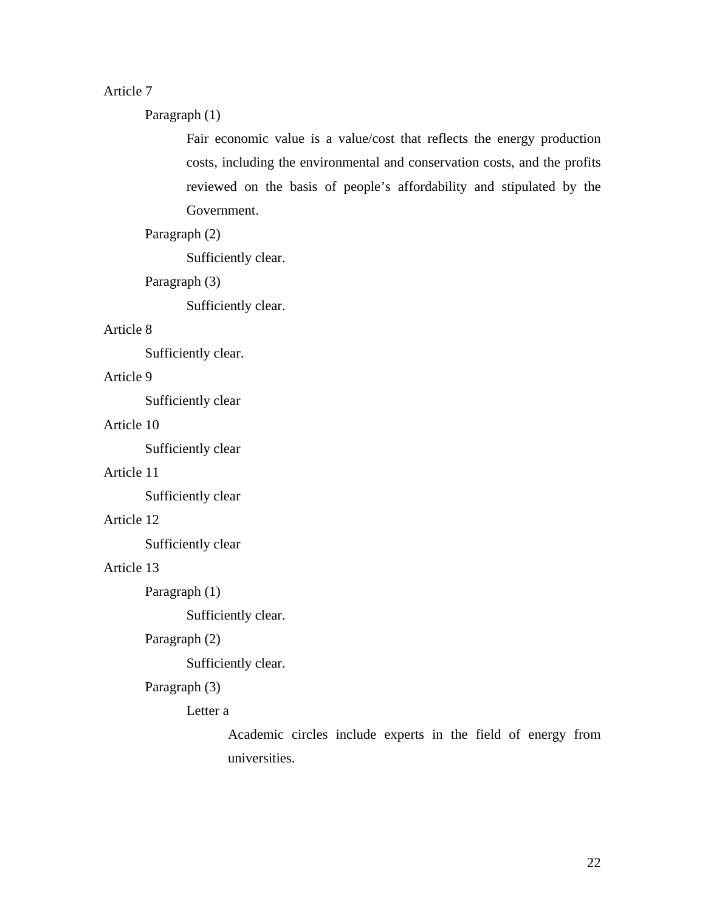Article 7

Paragraph (1)

Fair economic value is a value/cost that reflects the energy production costs, including the environmental and conservation costs, and the profits reviewed on the basis of people's affordability and stipulated by the Government.

Paragraph (2)

Sufficiently clear.

Paragraph (3)

Sufficiently clear.

Article 8

Sufficiently clear.

Article 9

Sufficiently clear

Article 10

Sufficiently clear

Article 11

Sufficiently clear

Article 12

Sufficiently clear

Article 13

Paragraph (1)

Sufficiently clear.

Paragraph (2)

Sufficiently clear.

Paragraph (3)

Letter a

Academic circles include experts in the field of energy from universities.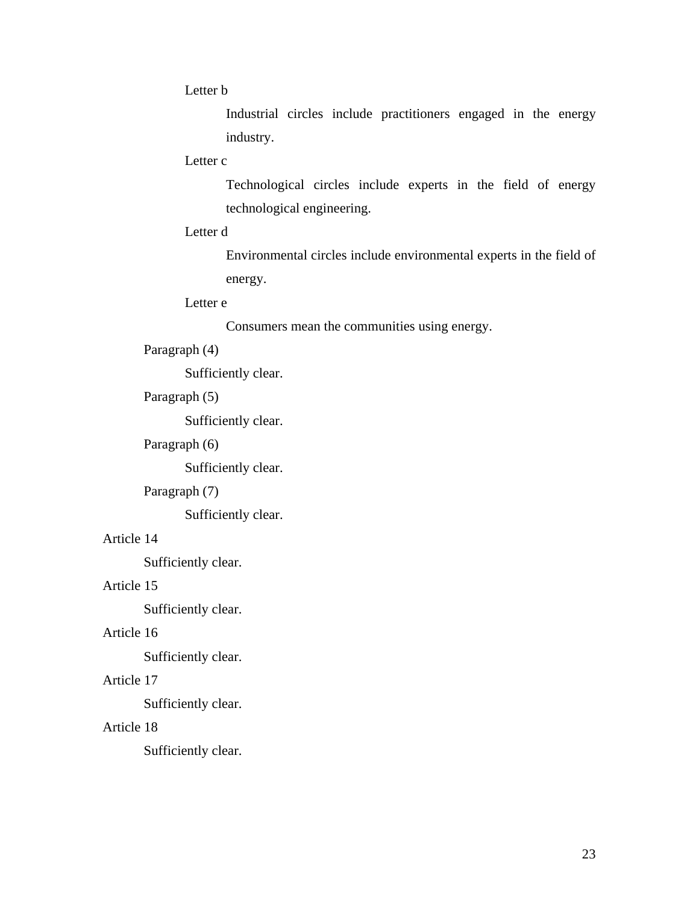Letter b

Industrial circles include practitioners engaged in the energy industry.

Letter c

Technological circles include experts in the field of energy technological engineering.

Letter d

Environmental circles include environmental experts in the field of energy.

Letter e

Consumers mean the communities using energy.

Paragraph (4)

Sufficiently clear.

Paragraph (5)

Sufficiently clear.

Paragraph (6)

Sufficiently clear.

Paragraph (7)

Sufficiently clear.

Article 14

Sufficiently clear.

Article 15

Sufficiently clear.

Article 16

Sufficiently clear.

Article 17

Sufficiently clear.

Article 18

Sufficiently clear.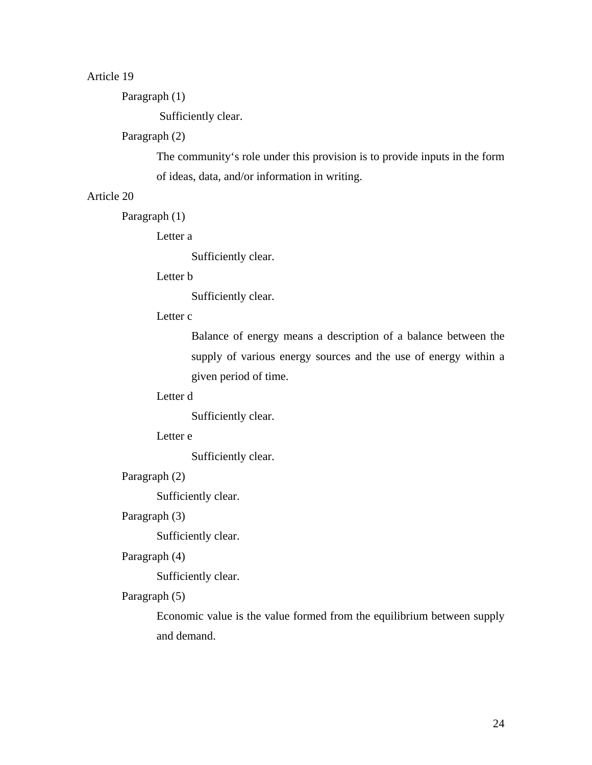Article 19

Paragraph (1)

Sufficiently clear.

Paragraph (2)

The community‘s role under this provision is to provide inputs in the form of ideas, data, and/or information in writing.

Article 20

Paragraph (1)

Letter a

Sufficiently clear.

Letter b

Sufficiently clear.

Letter c

Balance of energy means a description of a balance between the supply of various energy sources and the use of energy within a given period of time.

Letter d

Sufficiently clear.

Letter e

Sufficiently clear.

Paragraph (2)

Sufficiently clear.

Paragraph (3)

Sufficiently clear.

Paragraph (4)

Sufficiently clear.

Paragraph (5)

Economic value is the value formed from the equilibrium between supply and demand.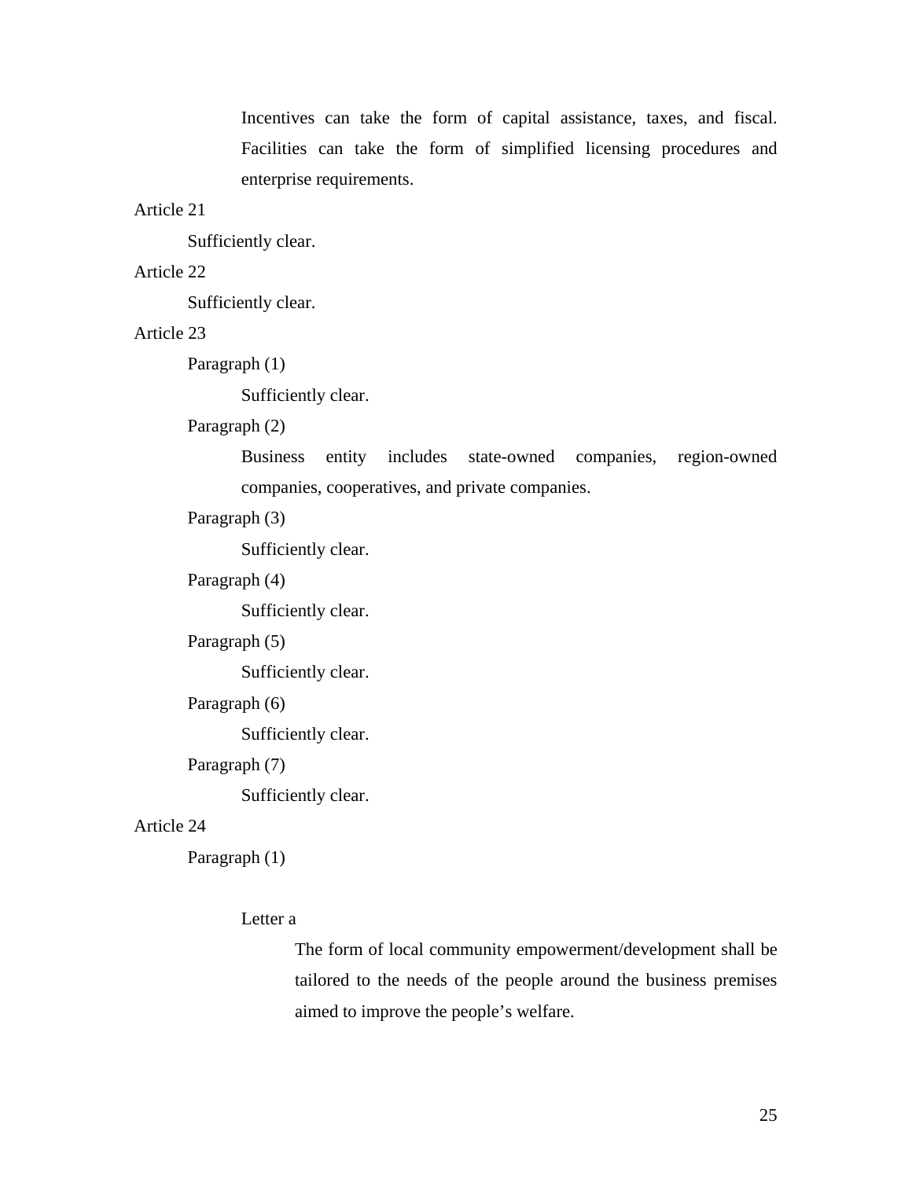Incentives can take the form of capital assistance, taxes, and fiscal. Facilities can take the form of simplified licensing procedures and enterprise requirements.

Article 21

Sufficiently clear.

Article 22

Sufficiently clear.

Article 23

Paragraph (1)

Sufficiently clear.

Paragraph (2)

Business entity includes state-owned companies, region-owned companies, cooperatives, and private companies.

Paragraph (3)

Sufficiently clear.

Paragraph (4)

Sufficiently clear.

Paragraph (5)

Sufficiently clear.

Paragraph (6)

Sufficiently clear.

Paragraph (7)

Sufficiently clear.

Article 24

Paragraph (1)

Letter a

The form of local community empowerment/development shall be tailored to the needs of the people around the business premises aimed to improve the people's welfare.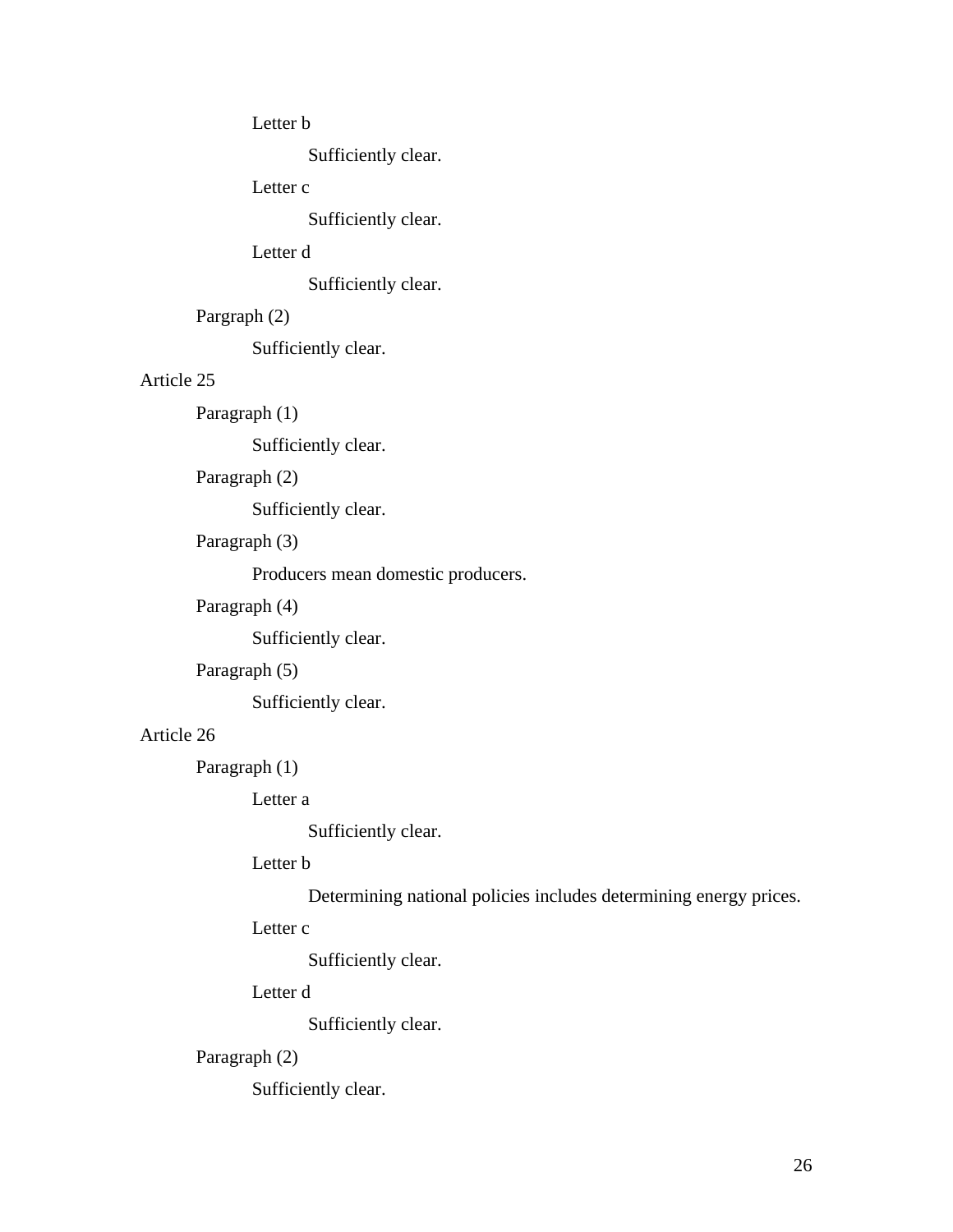Letter b

Sufficiently clear.

Letter c

Sufficiently clear.

Letter d

Sufficiently clear.

Pargraph (2)

Sufficiently clear.

Article 25

Paragraph (1)

Sufficiently clear.

Paragraph (2)

Sufficiently clear.

Paragraph (3)

Producers mean domestic producers.

Paragraph (4)

Sufficiently clear.

Paragraph (5)

Sufficiently clear.

Article 26

Paragraph (1)

Letter a

Sufficiently clear.

Letter b

Determining national policies includes determining energy prices.

Letter c

Sufficiently clear.

Letter d

Sufficiently clear.

Paragraph (2)

Sufficiently clear.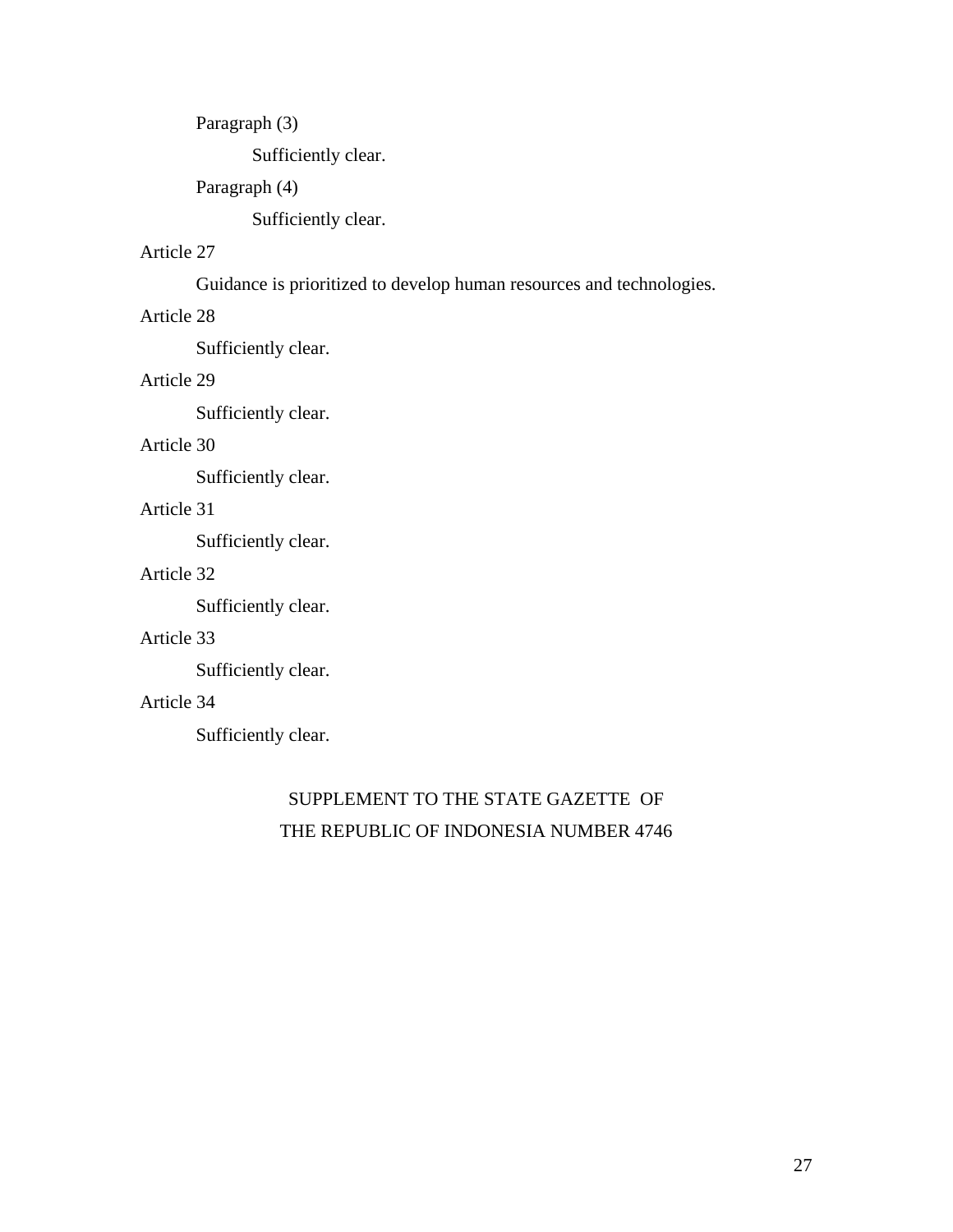Paragraph (3)

Sufficiently clear.

Paragraph (4)

Sufficiently clear.

Article 27

Guidance is prioritized to develop human resources and technologies.

Article 28

Sufficiently clear.

Article 29

Sufficiently clear.

Article 30

Sufficiently clear.

Article 31

Sufficiently clear.

Article 32

Sufficiently clear.

Article 33

Sufficiently clear.

Article 34

Sufficiently clear.

SUPPLEMENT TO THE STATE GAZETTE OF
THE REPUBLIC OF INDONESIA NUMBER 4746